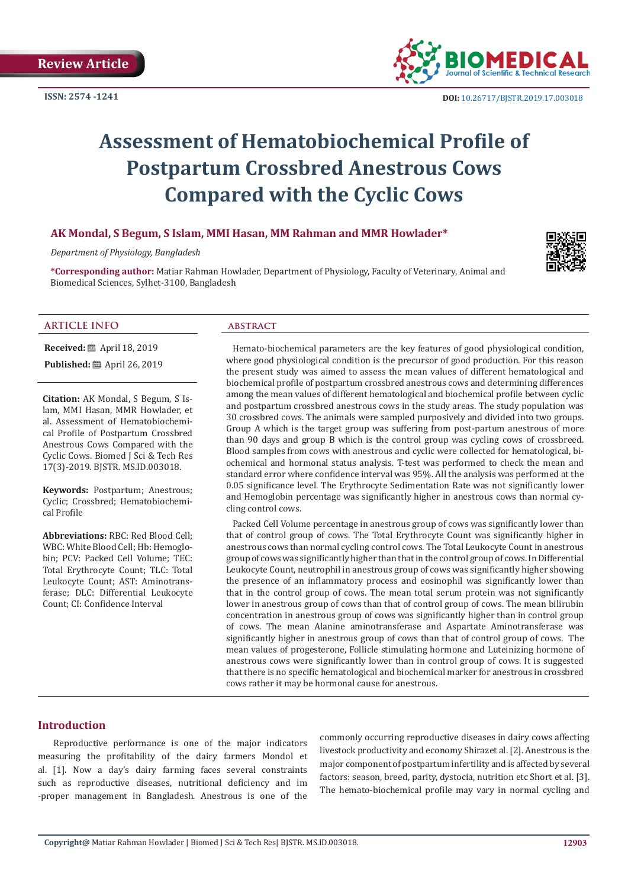Review Article

ISSN: 2574 -1241

DOI: 10.26717/BJSTR.2019.17.003018

# Assessment of Hematobiochemical Profile of Postpartum Crossbred Anestrous Cows Compared with the Cyclic Cows

**AK Mondal, S Begum, S Islam, MMI Hasan, MM Rahman and MMR Howlader***

*Department of Physiology, Bangladesh*

***Corresponding author:** Matiar Rahman Howlader, Department of Physiology, Faculty of Veterinary, Animal and Biomedical Sciences, Sylhet-3100, Bangladesh

## ARTICLE INFO

**Received:** April 18, 2019

**Published:** April 26, 2019

**Citation:** AK Mondal, S Begum, S Islam, MMI Hasan, MMR Howlader, et al. Assessment of Hematobiochemical Profile of Postpartum Crossbred Anestrous Cows Compared with the Cyclic Cows. Biomed J Sci & Tech Res 17(3)-2019. BJSTR. MS.ID.003018.

**Keywords:** Postpartum; Anestrous; Cyclic; Crossbred; Hematobiochemical Profile

**Abbreviations:** RBC: Red Blood Cell; WBC: White Blood Cell; Hb: Hemoglobin; PCV: Packed Cell Volume; TEC: Total Erythrocyte Count; TLC: Total Leukocyte Count; AST: Aminotransferase; DLC: Differential Leukocyte Count; CI: Confidence Interval

## ABSTRACT

Hemato-biochemical parameters are the key features of good physiological condition, where good physiological condition is the precursor of good production. For this reason the present study was aimed to assess the mean values of different hematological and biochemical profile of postpartum crossbred anestrous cows and determining differences among the mean values of different hematological and biochemical profile between cyclic and postpartum crossbred anestrous cows in the study areas. The study population was 30 crossbred cows. The animals were sampled purposively and divided into two groups. Group A which is the target group was suffering from post-partum anestrous of more than 90 days and group B which is the control group was cycling cows of crossbreed. Blood samples from cows with anestrous and cyclic were collected for hematological, biochemical and hormonal status analysis. T-test was performed to check the mean and standard error where confidence interval was 95%. All the analysis was performed at the 0.05 significance level. The Erythrocyte Sedimentation Rate was not significantly lower and Hemoglobin percentage was significantly higher in anestrous cows than normal cycling control cows.

Packed Cell Volume percentage in anestrous group of cows was significantly lower than that of control group of cows. The Total Erythrocyte Count was significantly higher in anestrous cows than normal cycling control cows. The Total Leukocyte Count in anestrous group of cows was significantly higher than that in the control group of cows. In Differential Leukocyte Count, neutrophil in anestrous group of cows was significantly higher showing the presence of an inflammatory process and eosinophil was significantly lower than that in the control group of cows. The mean total serum protein was not significantly lower in anestrous group of cows than that of control group of cows. The mean bilirubin concentration in anestrous group of cows was significantly higher than in control group of cows. The mean Alanine aminotransferase and Aspartate Aminotransferase was significantly higher in anestrous group of cows than that of control group of cows. The mean values of progesterone, Follicle stimulating hormone and Luteinizing hormone of anestrous cows were significantly lower than in control group of cows. It is suggested that there is no specific hematological and biochemical marker for anestrous in crossbred cows rather it may be hormonal cause for anestrous.

## Introduction

Reproductive performance is one of the major indicators measuring the profitability of the dairy farmers Mondol et al. [1]. Now a day's dairy farming faces several constraints such as reproductive diseases, nutritional deficiency and im-proper management in Bangladesh. Anestrous is one of the commonly occurring reproductive diseases in dairy cows affecting livestock productivity and economy Shirazet al. [2]. Anestrous is the major component of postpartum infertility and is affected by several factors: season, breed, parity, dystocia, nutrition etc Short et al. [3]. The hemato-biochemical profile may vary in normal cycling and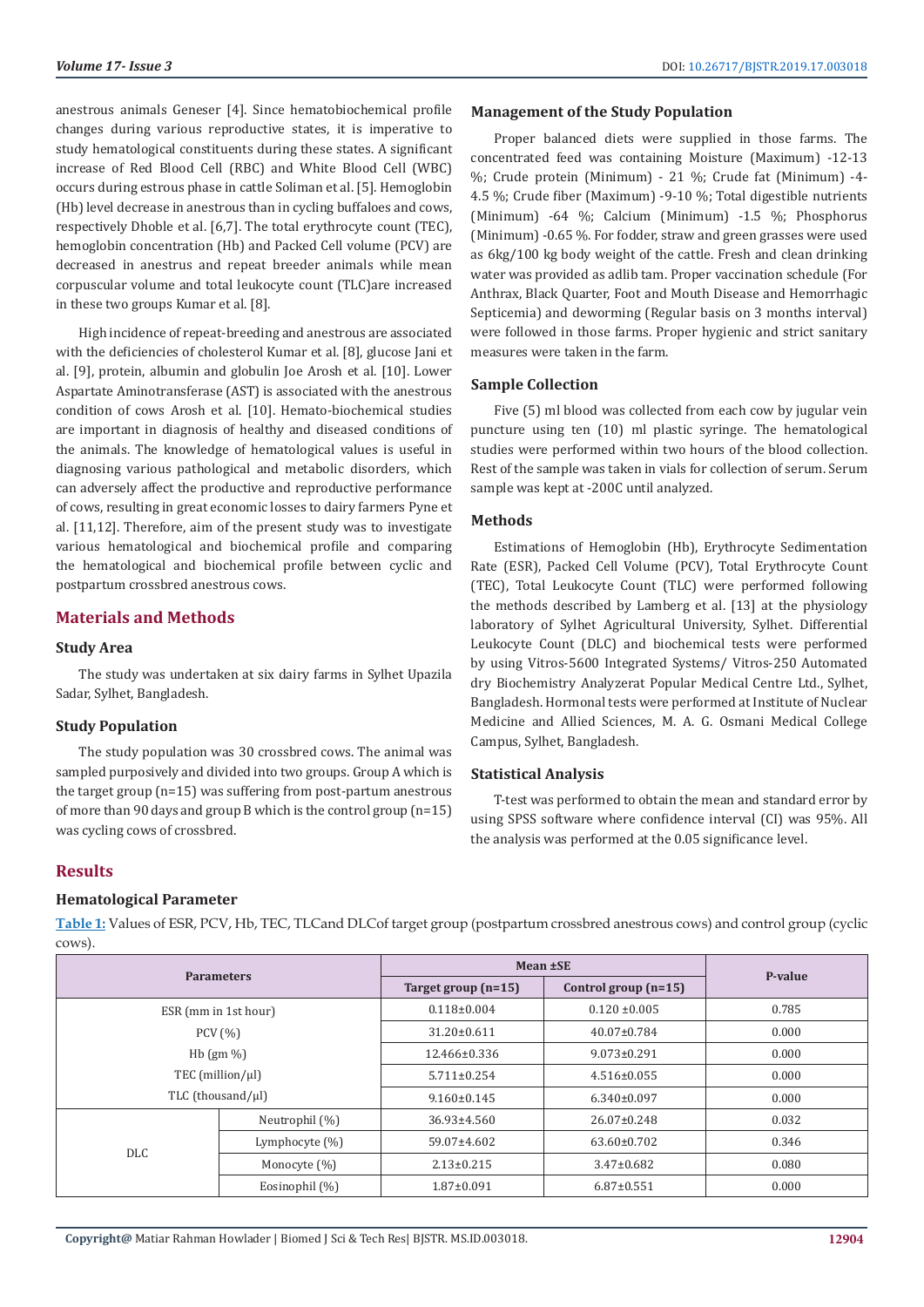anestrous animals Geneser [4]. Since hematobiochemical profile changes during various reproductive states, it is imperative to study hematological constituents during these states. A significant increase of Red Blood Cell (RBC) and White Blood Cell (WBC) occurs during estrous phase in cattle Soliman et al. [5]. Hemoglobin (Hb) level decrease in anestrous than in cycling buffaloes and cows, respectively Dhoble et al. [6,7]. The total erythrocyte count (TEC), hemoglobin concentration (Hb) and Packed Cell volume (PCV) are decreased in anestrus and repeat breeder animals while mean corpuscular volume and total leukocyte count (TLC)are increased in these two groups Kumar et al. [8].

High incidence of repeat-breeding and anestrous are associated with the deficiencies of cholesterol Kumar et al. [8], glucose Jani et al. [9], protein, albumin and globulin Joe Arosh et al. [10]. Lower Aspartate Aminotransferase (AST) is associated with the anestrous condition of cows Arosh et al. [10]. Hemato-biochemical studies are important in diagnosis of healthy and diseased conditions of the animals. The knowledge of hematological values is useful in diagnosing various pathological and metabolic disorders, which can adversely affect the productive and reproductive performance of cows, resulting in great economic losses to dairy farmers Pyne et al. [11,12]. Therefore, aim of the present study was to investigate various hematological and biochemical profile and comparing the hematological and biochemical profile between cyclic and postpartum crossbred anestrous cows.

## Materials and Methods

### Study Area

The study was undertaken at six dairy farms in Sylhet Upazila Sadar, Sylhet, Bangladesh.

### Study Population

The study population was 30 crossbred cows. The animal was sampled purposively and divided into two groups. Group A which is the target group (n=15) was suffering from post-partum anestrous of more than 90 days and group B which is the control group (n=15) was cycling cows of crossbred.

### Management of the Study Population

Proper balanced diets were supplied in those farms. The concentrated feed was containing Moisture (Maximum) -12-13 %; Crude protein (Minimum) - 21 %; Crude fat (Minimum) -4-4.5 %; Crude fiber (Maximum) -9-10 %; Total digestible nutrients (Minimum) -64 %; Calcium (Minimum) -1.5 %; Phosphorus (Minimum) -0.65 %. For fodder, straw and green grasses were used as 6kg/100 kg body weight of the cattle. Fresh and clean drinking water was provided as adlib tam. Proper vaccination schedule (For Anthrax, Black Quarter, Foot and Mouth Disease and Hemorrhagic Septicemia) and deworming (Regular basis on 3 months interval) were followed in those farms. Proper hygienic and strict sanitary measures were taken in the farm.

### Sample Collection

Five (5) ml blood was collected from each cow by jugular vein puncture using ten (10) ml plastic syringe. The hematological studies were performed within two hours of the blood collection. Rest of the sample was taken in vials for collection of serum. Serum sample was kept at -200C until analyzed.

### Methods

Estimations of Hemoglobin (Hb), Erythrocyte Sedimentation Rate (ESR), Packed Cell Volume (PCV), Total Erythrocyte Count (TEC), Total Leukocyte Count (TLC) were performed following the methods described by Lamberg et al. [13] at the physiology laboratory of Sylhet Agricultural University, Sylhet. Differential Leukocyte Count (DLC) and biochemical tests were performed by using Vitros-5600 Integrated Systems/ Vitros-250 Automated dry Biochemistry Analyzerat Popular Medical Centre Ltd., Sylhet, Bangladesh. Hormonal tests were performed at Institute of Nuclear Medicine and Allied Sciences, M. A. G. Osmani Medical College Campus, Sylhet, Bangladesh.

### Statistical Analysis

T-test was performed to obtain the mean and standard error by using SPSS software where confidence interval (CI) was 95%. All the analysis was performed at the 0.05 significance level.

## Results

### Hematological Parameter

**Table 1:** Values of ESR, PCV, Hb, TEC, TLCand DLCof target group (postpartum crossbred anestrous cows) and control group (cyclic cows).

| Parameters | | Mean ±SE | | P-value |
|---|---|---|---|---|
| | | Target group (n=15) | Control group (n=15) | |
| ESR (mm in 1st hour) | | 0.118±0.004 | 0.120 ±0.005 | 0.785 |
| PCV (%) | | 31.20±0.611 | 40.07±0.784 | 0.000 |
| Hb (gm %) | | 12.466±0.336 | 9.073±0.291 | 0.000 |
| TEC (million/μl) | | 5.711±0.254 | 4.516±0.055 | 0.000 |
| TLC (thousand/μl) | | 9.160±0.145 | 6.340±0.097 | 0.000 |
| DLC | Neutrophil (%) | 36.93±4.560 | 26.07±0.248 | 0.032 |
| | Lymphocyte (%) | 59.07±4.602 | 63.60±0.702 | 0.346 |
| | Monocyte (%) | 2.13±0.215 | 3.47±0.682 | 0.080 |
| | Eosinophil (%) | 1.87±0.091 | 6.87±0.551 | 0.000 |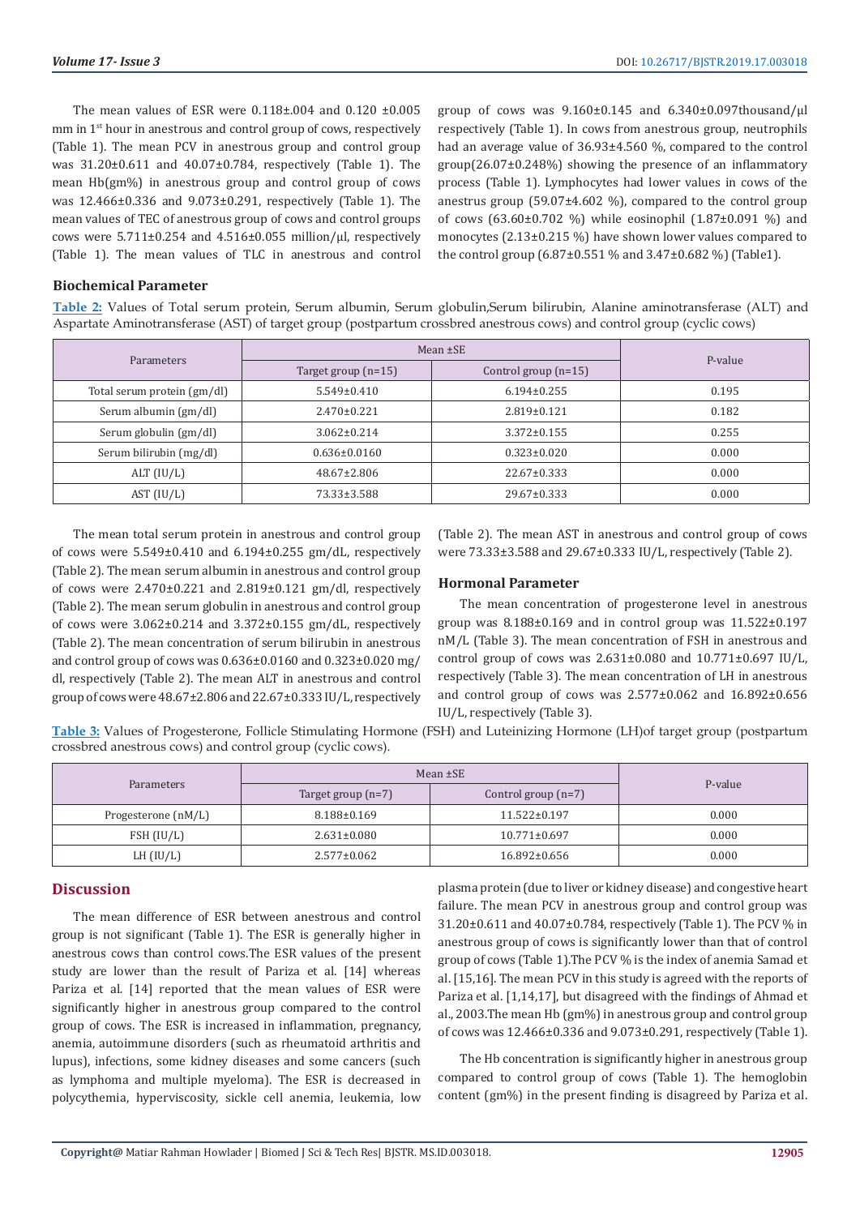The mean values of ESR were 0.118±.004 and 0.120 ±0.005 mm in 1st hour in anestrous and control group of cows, respectively (Table 1). The mean PCV in anestrous group and control group was 31.20±0.611 and 40.07±0.784, respectively (Table 1). The mean Hb(gm%) in anestrous group and control group of cows was 12.466±0.336 and 9.073±0.291, respectively (Table 1). The mean values of TEC of anestrous group of cows and control groups cows were 5.711±0.254 and 4.516±0.055 million/µl, respectively (Table 1). The mean values of TLC in anestrous and control group of cows was 9.160±0.145 and 6.340±0.097thousand/µl respectively (Table 1). In cows from anestrous group, neutrophils had an average value of 36.93±4.560 %, compared to the control group(26.07±0.248%) showing the presence of an inflammatory process (Table 1). Lymphocytes had lower values in cows of the anestrus group (59.07±4.602 %), compared to the control group of cows (63.60±0.702 %) while eosinophil (1.87±0.091 %) and monocytes (2.13±0.215 %) have shown lower values compared to the control group (6.87±0.551 % and 3.47±0.682 %) (Table1).

### Biochemical Parameter

**Table 2:** Values of Total serum protein, Serum albumin, Serum globulin,Serum bilirubin, Alanine aminotransferase (ALT) and Aspartate Aminotransferase (AST) of target group (postpartum crossbred anestrous cows) and control group (cyclic cows)

| Parameters | Mean ±SE | | P-value |
|---|---|---|---|
| | Target group (n=15) | Control group (n=15) | |
| Total serum protein (gm/dl) | 5.549±0.410 | 6.194±0.255 | 0.195 |
| Serum albumin (gm/dl) | 2.470±0.221 | 2.819±0.121 | 0.182 |
| Serum globulin (gm/dl) | 3.062±0.214 | 3.372±0.155 | 0.255 |
| Serum bilirubin (mg/dl) | 0.636±0.0160 | 0.323±0.020 | 0.000 |
| ALT (IU/L) | 48.67±2.806 | 22.67±0.333 | 0.000 |
| AST (IU/L) | 73.33±3.588 | 29.67±0.333 | 0.000 |

The mean total serum protein in anestrous and control group of cows were 5.549±0.410 and 6.194±0.255 gm/dL, respectively (Table 2). The mean serum albumin in anestrous and control group of cows were 2.470±0.221 and 2.819±0.121 gm/dl, respectively (Table 2). The mean serum globulin in anestrous and control group of cows were 3.062±0.214 and 3.372±0.155 gm/dL, respectively (Table 2). The mean concentration of serum bilirubin in anestrous and control group of cows was 0.636±0.0160 and 0.323±0.020 mg/dl, respectively (Table 2). The mean ALT in anestrous and control group of cows were 48.67±2.806 and 22.67±0.333 IU/L, respectively (Table 2). The mean AST in anestrous and control group of cows were 73.33±3.588 and 29.67±0.333 IU/L, respectively (Table 2).

### Hormonal Parameter

The mean concentration of progesterone level in anestrous group was 8.188±0.169 and in control group was 11.522±0.197 nM/L (Table 3). The mean concentration of FSH in anestrous and control group of cows was 2.631±0.080 and 10.771±0.697 IU/L, respectively (Table 3). The mean concentration of LH in anestrous and control group of cows was 2.577±0.062 and 16.892±0.656 IU/L, respectively (Table 3).

**Table 3:** Values of Progesterone, Follicle Stimulating Hormone (FSH) and Luteinizing Hormone (LH)of target group (postpartum crossbred anestrous cows) and control group (cyclic cows).

| Parameters | Mean ±SE | | P-value |
|---|---|---|---|
| | Target group (n=7) | Control group (n=7) | |
| Progesterone (nM/L) | 8.188±0.169 | 11.522±0.197 | 0.000 |
| FSH (IU/L) | 2.631±0.080 | 10.771±0.697 | 0.000 |
| LH (IU/L) | 2.577±0.062 | 16.892±0.656 | 0.000 |

## Discussion

The mean difference of ESR between anestrous and control group is not significant (Table 1). The ESR is generally higher in anestrous cows than control cows.The ESR values of the present study are lower than the result of Pariza et al. [14] whereas Pariza et al. [14] reported that the mean values of ESR were significantly higher in anestrous group compared to the control group of cows. The ESR is increased in inflammation, pregnancy, anemia, autoimmune disorders (such as rheumatoid arthritis and lupus), infections, some kidney diseases and some cancers (such as lymphoma and multiple myeloma). The ESR is decreased in polycythemia, hyperviscosity, sickle cell anemia, leukemia, low plasma protein (due to liver or kidney disease) and congestive heart failure. The mean PCV in anestrous group and control group was 31.20±0.611 and 40.07±0.784, respectively (Table 1). The PCV % in anestrous group of cows is significantly lower than that of control group of cows (Table 1).The PCV % is the index of anemia Samad et al. [15,16]. The mean PCV in this study is agreed with the reports of Pariza et al. [1,14,17], but disagreed with the findings of Ahmad et al., 2003.The mean Hb (gm%) in anestrous group and control group of cows was 12.466±0.336 and 9.073±0.291, respectively (Table 1).

The Hb concentration is significantly higher in anestrous group compared to control group of cows (Table 1). The hemoglobin content (gm%) in the present finding is disagreed by Pariza et al.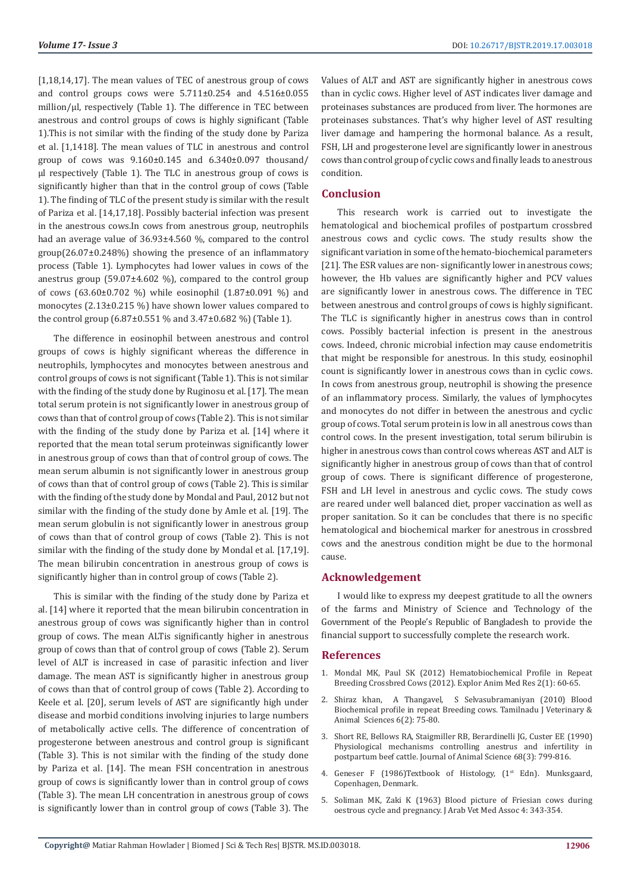[1,18,14,17]. The mean values of TEC of anestrous group of cows and control groups cows were 5.711±0.254 and 4.516±0.055 million/μl, respectively (Table 1). The difference in TEC between anestrous and control groups of cows is highly significant (Table 1).This is not similar with the finding of the study done by Pariza et al. [1,1418]. The mean values of TLC in anestrous and control group of cows was 9.160±0.145 and 6.340±0.097 thousand/ μl respectively (Table 1). The TLC in anestrous group of cows is significantly higher than that in the control group of cows (Table 1). The finding of TLC of the present study is similar with the result of Pariza et al. [14,17,18]. Possibly bacterial infection was present in the anestrous cows.In cows from anestrous group, neutrophils had an average value of 36.93±4.560 %, compared to the control group(26.07±0.248%) showing the presence of an inflammatory process (Table 1). Lymphocytes had lower values in cows of the anestrus group (59.07±4.602 %), compared to the control group of cows (63.60±0.702 %) while eosinophil (1.87±0.091 %) and monocytes (2.13±0.215 %) have shown lower values compared to the control group (6.87±0.551 % and 3.47±0.682 %) (Table 1).

The difference in eosinophil between anestrous and control groups of cows is highly significant whereas the difference in neutrophils, lymphocytes and monocytes between anestrous and control groups of cows is not significant (Table 1). This is not similar with the finding of the study done by Ruginosu et al. [17]. The mean total serum protein is not significantly lower in anestrous group of cows than that of control group of cows (Table 2). This is not similar with the finding of the study done by Pariza et al. [14] where it reported that the mean total serum proteinwas significantly lower in anestrous group of cows than that of control group of cows. The mean serum albumin is not significantly lower in anestrous group of cows than that of control group of cows (Table 2). This is similar with the finding of the study done by Mondal and Paul, 2012 but not similar with the finding of the study done by Amle et al. [19]. The mean serum globulin is not significantly lower in anestrous group of cows than that of control group of cows (Table 2). This is not similar with the finding of the study done by Mondal et al. [17,19]. The mean bilirubin concentration in anestrous group of cows is significantly higher than in control group of cows (Table 2).

This is similar with the finding of the study done by Pariza et al. [14] where it reported that the mean bilirubin concentration in anestrous group of cows was significantly higher than in control group of cows. The mean ALTis significantly higher in anestrous group of cows than that of control group of cows (Table 2). Serum level of ALT is increased in case of parasitic infection and liver damage. The mean AST is significantly higher in anestrous group of cows than that of control group of cows (Table 2). According to Keele et al. [20], serum levels of AST are significantly high under disease and morbid conditions involving injuries to large numbers of metabolically active cells. The difference of concentration of progesterone between anestrous and control group is significant (Table 3). This is not similar with the finding of the study done by Pariza et al. [14]. The mean FSH concentration in anestrous group of cows is significantly lower than in control group of cows (Table 3). The mean LH concentration in anestrous group of cows is significantly lower than in control group of cows (Table 3). The Values of ALT and AST are significantly higher in anestrous cows than in cyclic cows. Higher level of AST indicates liver damage and proteinases substances are produced from liver. The hormones are proteinases substances. That's why higher level of AST resulting liver damage and hampering the hormonal balance. As a result, FSH, LH and progesterone level are significantly lower in anestrous cows than control group of cyclic cows and finally leads to anestrous condition.

## Conclusion

This research work is carried out to investigate the hematological and biochemical profiles of postpartum crossbred anestrous cows and cyclic cows. The study results show the significant variation in some of the hemato-biochemical parameters [21]. The ESR values are non- significantly lower in anestrous cows; however, the Hb values are significantly higher and PCV values are significantly lower in anestrous cows. The difference in TEC between anestrous and control groups of cows is highly significant. The TLC is significantly higher in anestrus cows than in control cows. Possibly bacterial infection is present in the anestrous cows. Indeed, chronic microbial infection may cause endometritis that might be responsible for anestrous. In this study, eosinophil count is significantly lower in anestrous cows than in cyclic cows. In cows from anestrous group, neutrophil is showing the presence of an inflammatory process. Similarly, the values of lymphocytes and monocytes do not differ in between the anestrous and cyclic group of cows. Total serum protein is low in all anestrous cows than control cows. In the present investigation, total serum bilirubin is higher in anestrous cows than control cows whereas AST and ALT is significantly higher in anestrous group of cows than that of control group of cows. There is significant difference of progesterone, FSH and LH level in anestrous and cyclic cows. The study cows are reared under well balanced diet, proper vaccination as well as proper sanitation. So it can be concludes that there is no specific hematological and biochemical marker for anestrous in crossbred cows and the anestrous condition might be due to the hormonal cause.

## Acknowledgement

I would like to express my deepest gratitude to all the owners of the farms and Ministry of Science and Technology of the Government of the People's Republic of Bangladesh to provide the financial support to successfully complete the research work.

## References

1. Mondal MK, Paul SK (2012) Hematobiochemical Profile in Repeat Breeding Crossbred Cows (2012). Explor Anim Med Res 2(1): 60-65.
2. Shiraz khan, A Thangavel, S Selvasubramaniyan (2010) Blood Biochemical profile in repeat Breeding cows. Tamilnadu J Veterinary & Animal Sciences 6(2): 75-80.
3. Short RE, Bellows RA, Staigmiller RB, Berardinelli JG, Custer EE (1990) Physiological mechanisms controlling anestrus and infertility in postpartum beef cattle. Journal of Animal Science 68(3): 799-816.
4. Geneser F (1986)Textbook of Histology, (1st Edn). Munksgaard, Copenhagen, Denmark.
5. Soliman MK, Zaki K (1963) Blood picture of Friesian cows during oestrous cycle and pregnancy. J Arab Vet Med Assoc 4: 343-354.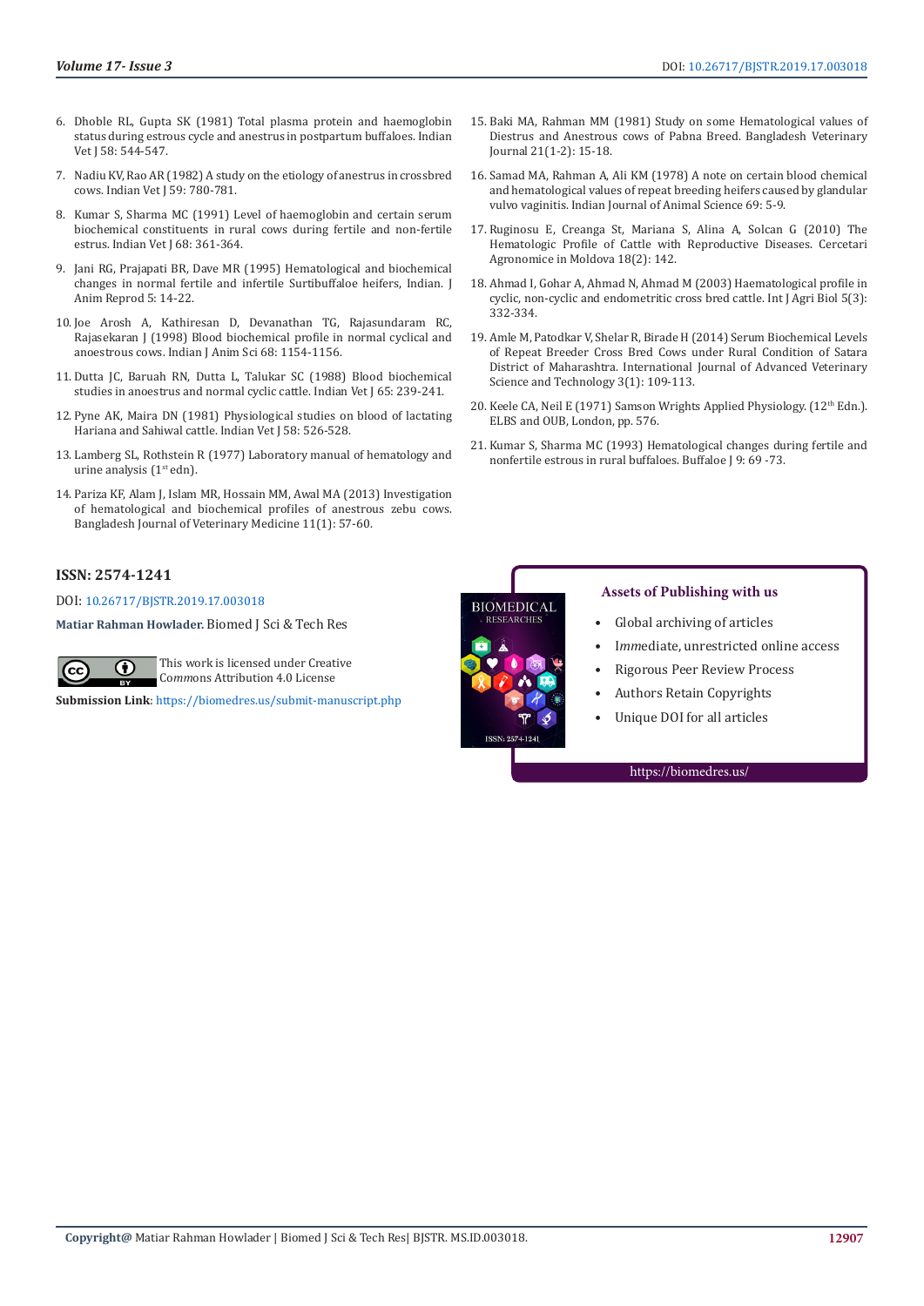6. Dhoble RL, Gupta SK (1981) Total plasma protein and haemoglobin status during estrous cycle and anestrus in postpartum buffaloes. Indian Vet J 58: 544-547.
7. Nadiu KV, Rao AR (1982) A study on the etiology of anestrus in crossbred cows. Indian Vet J 59: 780-781.
8. Kumar S, Sharma MC (1991) Level of haemoglobin and certain serum biochemical constituents in rural cows during fertile and non-fertile estrus. Indian Vet J 68: 361-364.
9. Jani RG, Prajapati BR, Dave MR (1995) Hematological and biochemical changes in normal fertile and infertile Surtibuffaloe heifers, Indian. J Anim Reprod 5: 14-22.
10. Joe Arosh A, Kathiresan D, Devanathan TG, Rajasundaram RC, Rajasekaran J (1998) Blood biochemical profile in normal cyclical and anoestrous cows. Indian J Anim Sci 68: 1154-1156.
11. Dutta JC, Baruah RN, Dutta L, Talukar SC (1988) Blood biochemical studies in anoestrus and normal cyclic cattle. Indian Vet J 65: 239-241.
12. Pyne AK, Maira DN (1981) Physiological studies on blood of lactating Hariana and Sahiwal cattle. Indian Vet J 58: 526-528.
13. Lamberg SL, Rothstein R (1977) Laboratory manual of hematology and urine analysis (1st edn).
14. Pariza KF, Alam J, Islam MR, Hossain MM, Awal MA (2013) Investigation of hematological and biochemical profiles of anestrous zebu cows. Bangladesh Journal of Veterinary Medicine 11(1): 57-60.
15. Baki MA, Rahman MM (1981) Study on some Hematological values of Diestrus and Anestrous cows of Pabna Breed. Bangladesh Veterinary Journal 21(1-2): 15-18.
16. Samad MA, Rahman A, Ali KM (1978) A note on certain blood chemical and hematological values of repeat breeding heifers caused by glandular vulvo vaginitis. Indian Journal of Animal Science 69: 5-9.
17. Ruginosu E, Creanga St, Mariana S, Alina A, Solcan G (2010) The Hematologic Profile of Cattle with Reproductive Diseases. Cercetari Agronomice in Moldova 18(2): 142.
18. Ahmad I, Gohar A, Ahmad N, Ahmad M (2003) Haematological profile in cyclic, non-cyclic and endometritic cross bred cattle. Int J Agri Biol 5(3): 332-334.
19. Amle M, Patodkar V, Shelar R, Birade H (2014) Serum Biochemical Levels of Repeat Breeder Cross Bred Cows under Rural Condition of Satara District of Maharashtra. International Journal of Advanced Veterinary Science and Technology 3(1): 109-113.
20. Keele CA, Neil E (1971) Samson Wrights Applied Physiology. (12th Edn.). ELBS and OUB, London, pp. 576.
21. Kumar S, Sharma MC (1993) Hematological changes during fertile and nonfertile estrous in rural buffaloes. Buffaloe J 9: 69 -73.

**ISSN: 2574-1241**

DOI: 10.26717/BJSTR.2019.17.003018

**Matiar Rahman Howlader.** Biomed J Sci & Tech Res

This work is licensed under Creative Commons Attribution 4.0 License

**Submission Link**: https://biomedres.us/submit-manuscript.php

BIOMEDICAL RESEARCHES

ISSN: 2574-1241

### Assets of Publishing with us

- Global archiving of articles
- Immediate, unrestricted online access
- Rigorous Peer Review Process
- Authors Retain Copyrights
- Unique DOI for all articles

https://biomedres.us/